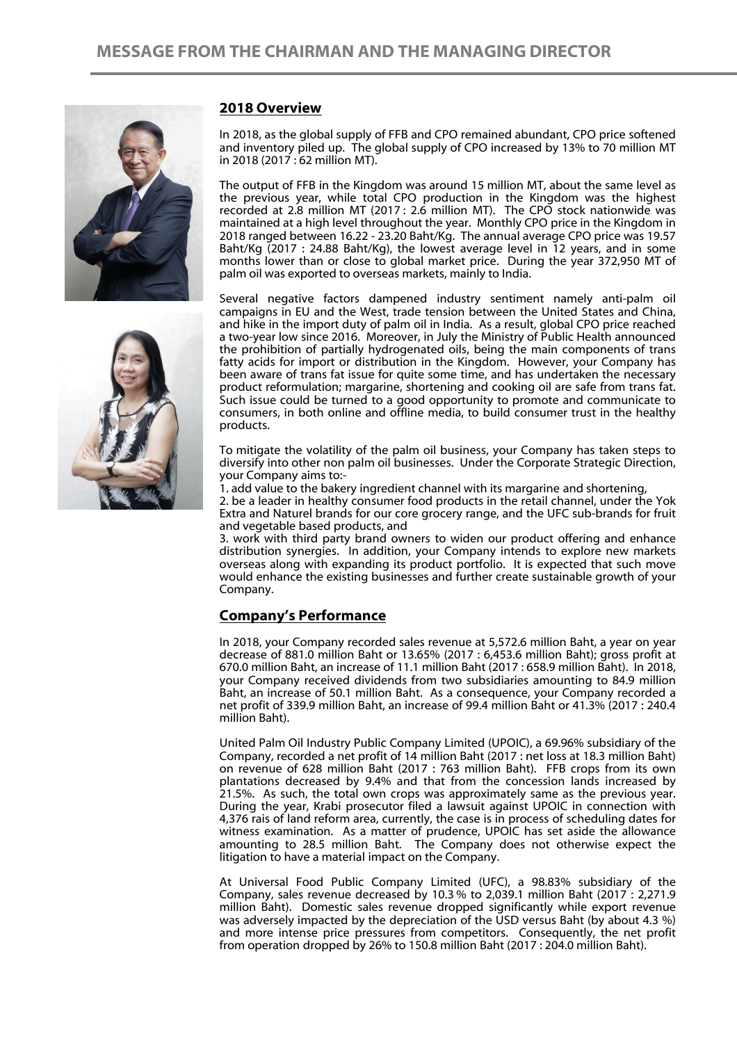# MESSAGE FROM THE CHAIRMAN AND THE MANAGING DIRECTOR

## 2018 Overview

In 2018, as the global supply of FFB and CPO remained abundant, CPO price softened and inventory piled up. The global supply of CPO increased by 13% to 70 million MT in 2018 (2017 : 62 million MT).

The output of FFB in the Kingdom was around 15 million MT, about the same level as the previous year, while total CPO production in the Kingdom was the highest recorded at 2.8 million MT (2017 : 2.6 million MT). The CPO stock nationwide was maintained at a high level throughout the year. Monthly CPO price in the Kingdom in 2018 ranged between 16.22 - 23.20 Baht/Kg. The annual average CPO price was 19.57 Baht/Kg (2017 : 24.88 Baht/Kg), the lowest average level in 12 years, and in some months lower than or close to global market price. During the year 372,950 MT of palm oil was exported to overseas markets, mainly to India.

Several negative factors dampened industry sentiment namely anti-palm oil campaigns in EU and the West, trade tension between the United States and China, and hike in the import duty of palm oil in India. As a result, global CPO price reached a two-year low since 2016. Moreover, in July the Ministry of Public Health announced the prohibition of partially hydrogenated oils, being the main components of trans fatty acids for import or distribution in the Kingdom. However, your Company has been aware of trans fat issue for quite some time, and has undertaken the necessary product reformulation; margarine, shortening and cooking oil are safe from trans fat. Such issue could be turned to a good opportunity to promote and communicate to consumers, in both online and offline media, to build consumer trust in the healthy products.

To mitigate the volatility of the palm oil business, your Company has taken steps to diversify into other non palm oil businesses. Under the Corporate Strategic Direction, your Company aims to:-

1. add value to the bakery ingredient channel with its margarine and shortening,
2. be a leader in healthy consumer food products in the retail channel, under the Yok Extra and Naturel brands for our core grocery range, and the UFC sub-brands for fruit and vegetable based products, and
3. work with third party brand owners to widen our product offering and enhance distribution synergies. In addition, your Company intends to explore new markets overseas along with expanding its product portfolio. It is expected that such move would enhance the existing businesses and further create sustainable growth of your Company.

## Company's Performance

In 2018, your Company recorded sales revenue at 5,572.6 million Baht, a year on year decrease of 881.0 million Baht or 13.65% (2017 : 6,453.6 million Baht); gross profit at 670.0 million Baht, an increase of 11.1 million Baht (2017 : 658.9 million Baht). In 2018, your Company received dividends from two subsidiaries amounting to 84.9 million Baht, an increase of 50.1 million Baht. As a consequence, your Company recorded a net profit of 339.9 million Baht, an increase of 99.4 million Baht or 41.3% (2017 : 240.4 million Baht).

United Palm Oil Industry Public Company Limited (UPOIC), a 69.96% subsidiary of the Company, recorded a net profit of 14 million Baht (2017 : net loss at 18.3 million Baht) on revenue of 628 million Baht (2017 : 763 million Baht). FFB crops from its own plantations decreased by 9.4% and that from the concession lands increased by 21.5%. As such, the total own crops was approximately same as the previous year. During the year, Krabi prosecutor filed a lawsuit against UPOIC in connection with 4,376 rais of land reform area, currently, the case is in process of scheduling dates for witness examination. As a matter of prudence, UPOIC has set aside the allowance amounting to 28.5 million Baht. The Company does not otherwise expect the litigation to have a material impact on the Company.

At Universal Food Public Company Limited (UFC), a 98.83% subsidiary of the Company, sales revenue decreased by 10.3 % to 2,039.1 million Baht (2017 : 2,271.9 million Baht). Domestic sales revenue dropped significantly while export revenue was adversely impacted by the depreciation of the USD versus Baht (by about 4.3 %) and more intense price pressures from competitors. Consequently, the net profit from operation dropped by 26% to 150.8 million Baht (2017 : 204.0 million Baht).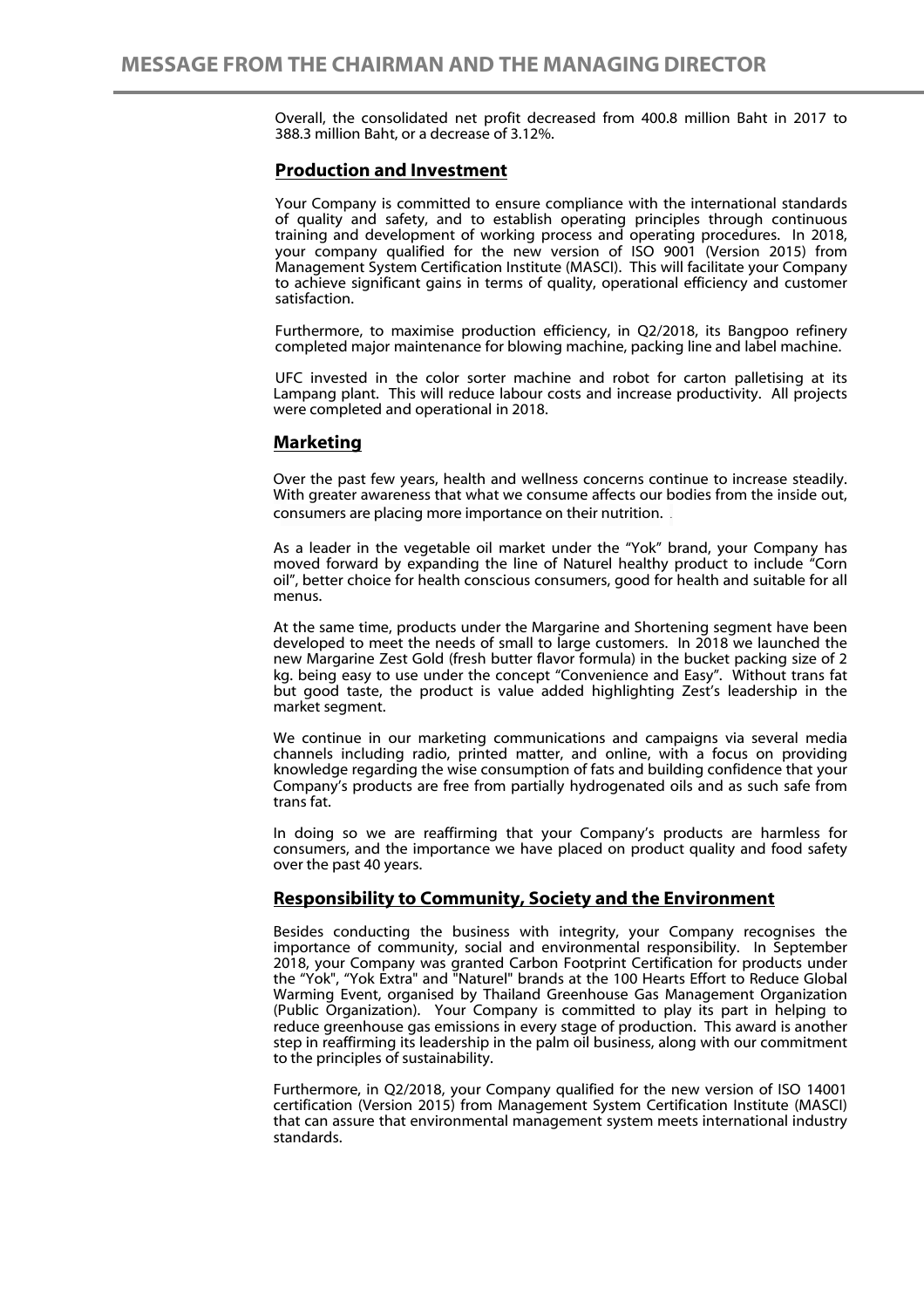Overall, the consolidated net profit decreased from 400.8 million Baht in 2017 to 388.3 million Baht, or a decrease of 3.12%.

## Production and Investment

Your Company is committed to ensure compliance with the international standards of quality and safety, and to establish operating principles through continuous training and development of working process and operating procedures. In 2018, your company qualified for the new version of ISO 9001 (Version 2015) from Management System Certification Institute (MASCI). This will facilitate your Company to achieve significant gains in terms of quality, operational efficiency and customer satisfaction.

Furthermore, to maximise production efficiency, in Q2/2018, its Bangpoo refinery completed major maintenance for blowing machine, packing line and label machine.

UFC invested in the color sorter machine and robot for carton palletising at its Lampang plant. This will reduce labour costs and increase productivity. All projects were completed and operational in 2018.

## Marketing

Over the past few years, health and wellness concerns continue to increase steadily. With greater awareness that what we consume affects our bodies from the inside out, consumers are placing more importance on their nutrition.

As a leader in the vegetable oil market under the "Yok" brand, your Company has moved forward by expanding the line of Naturel healthy product to include "Corn oil", better choice for health conscious consumers, good for health and suitable for all menus.

At the same time, products under the Margarine and Shortening segment have been developed to meet the needs of small to large customers. In 2018 we launched the new Margarine Zest Gold (fresh butter flavor formula) in the bucket packing size of 2 kg. being easy to use under the concept "Convenience and Easy". Without trans fat but good taste, the product is value added highlighting Zest's leadership in the market segment.

We continue in our marketing communications and campaigns via several media channels including radio, printed matter, and online, with a focus on providing knowledge regarding the wise consumption of fats and building confidence that your Company's products are free from partially hydrogenated oils and as such safe from trans fat.

In doing so we are reaffirming that your Company's products are harmless for consumers, and the importance we have placed on product quality and food safety over the past 40 years.

## Responsibility to Community, Society and the Environment

Besides conducting the business with integrity, your Company recognises the importance of community, social and environmental responsibility. In September 2018, your Company was granted Carbon Footprint Certification for products under the "Yok", "Yok Extra" and "Naturel" brands at the 100 Hearts Effort to Reduce Global Warming Event, organised by Thailand Greenhouse Gas Management Organization (Public Organization). Your Company is committed to play its part in helping to reduce greenhouse gas emissions in every stage of production. This award is another step in reaffirming its leadership in the palm oil business, along with our commitment to the principles of sustainability.

Furthermore, in Q2/2018, your Company qualified for the new version of ISO 14001 certification (Version 2015) from Management System Certification Institute (MASCI) that can assure that environmental management system meets international industry standards.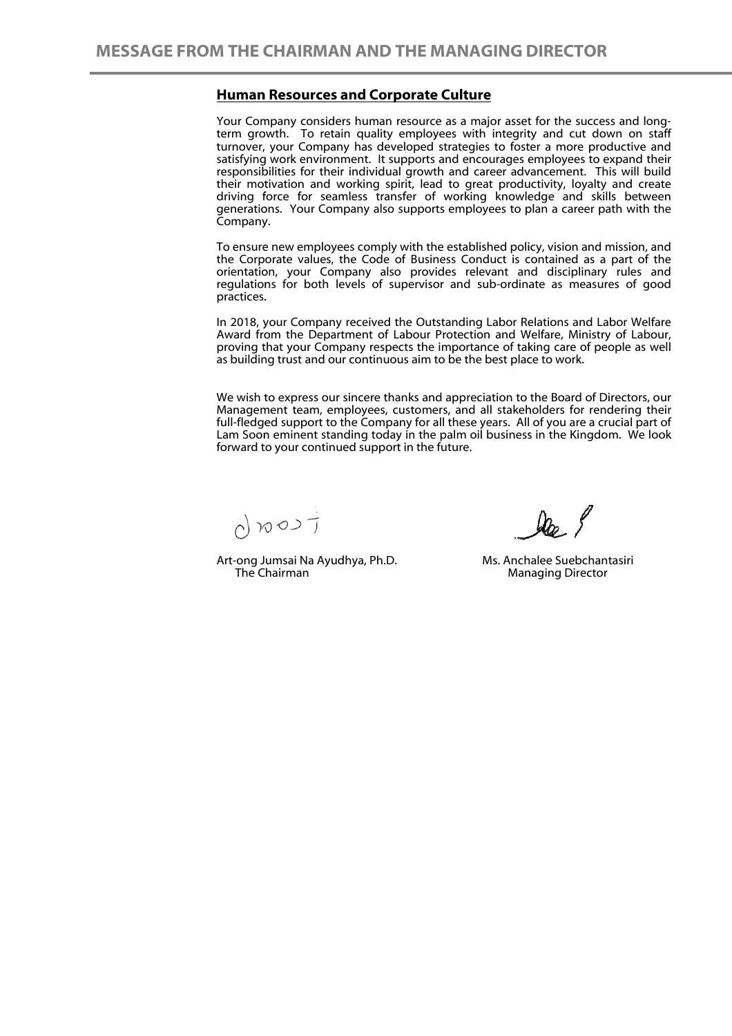## Human Resources and Corporate Culture

Your Company considers human resource as a major asset for the success and long-term growth. To retain quality employees with integrity and cut down on staff turnover, your Company has developed strategies to foster a more productive and satisfying work environment. It supports and encourages employees to expand their responsibilities for their individual growth and career advancement. This will build their motivation and working spirit, lead to great productivity, loyalty and create driving force for seamless transfer of working knowledge and skills between generations. Your Company also supports employees to plan a career path with the Company.

To ensure new employees comply with the established policy, vision and mission, and the Corporate values, the Code of Business Conduct is contained as a part of the orientation, your Company also provides relevant and disciplinary rules and regulations for both levels of supervisor and sub-ordinate as measures of good practices.

In 2018, your Company received the Outstanding Labor Relations and Labor Welfare Award from the Department of Labour Protection and Welfare, Ministry of Labour, proving that your Company respects the importance of taking care of people as well as building trust and our continuous aim to be the best place to work.

We wish to express our sincere thanks and appreciation to the Board of Directors, our Management team, employees, customers, and all stakeholders for rendering their full-fledged support to the Company for all these years. All of you are a crucial part of Lam Soon eminent standing today in the palm oil business in the Kingdom. We look forward to your continued support in the future.

Art-ong Jumsai Na Ayudhya, Ph.D.
The Chairman

Ms. Anchalee Suebchantasiri
Managing Director